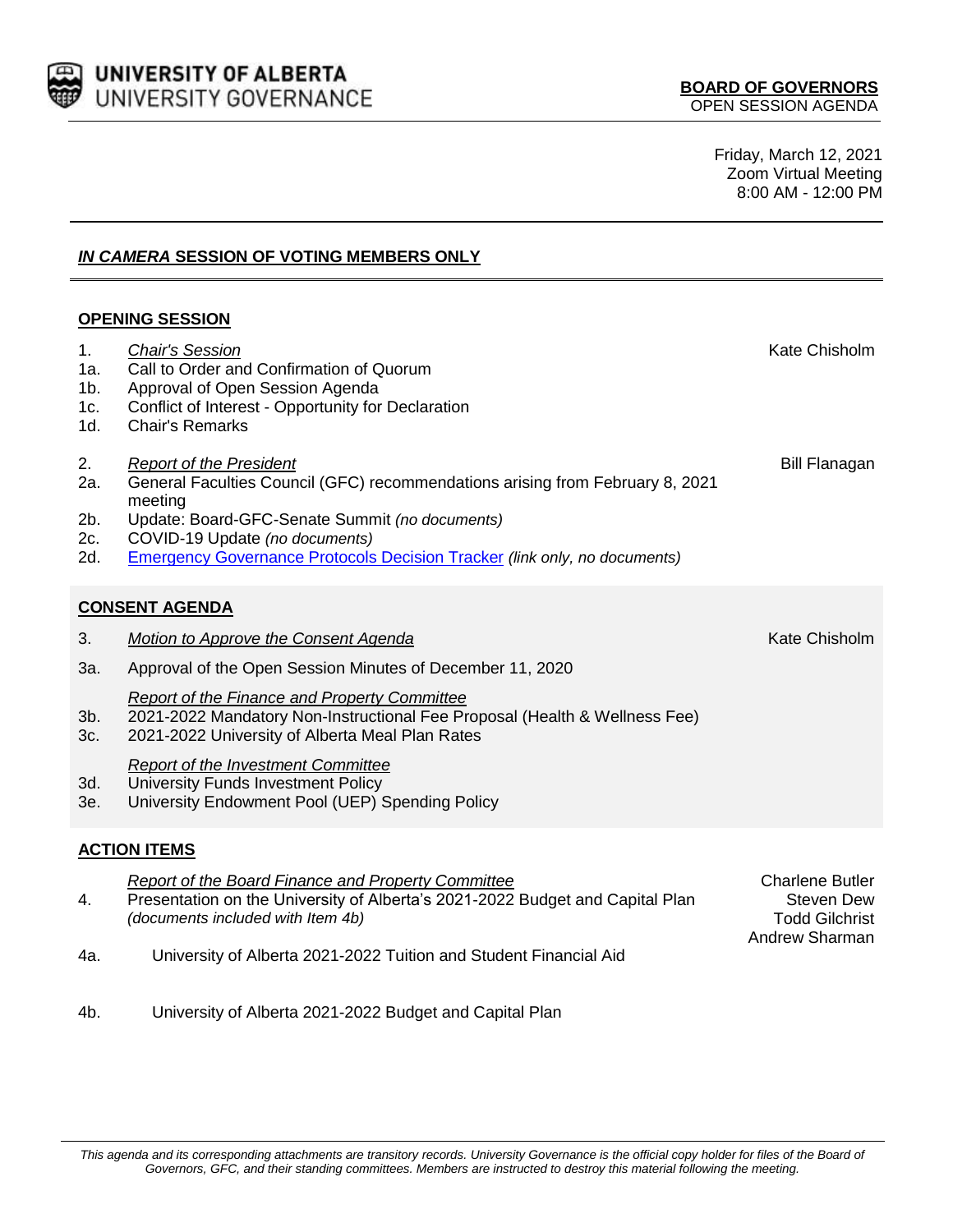**UNIVERSITY OF ALBERTA**
UNIVERSITY GOVERNANCE

**BOARD OF GOVERNORS**
OPEN SESSION AGENDA

Friday, March 12, 2021
Zoom Virtual Meeting
8:00 AM - 12:00 PM

## ***IN CAMERA* SESSION OF VOTING MEMBERS ONLY**

## **OPENING SESSION**

| | | |
|---|---|---|
| 1. | *Chair's Session* | Kate Chisholm |
| 1a. | Call to Order and Confirmation of Quorum | |
| 1b. | Approval of Open Session Agenda | |
| 1c. | Conflict of Interest - Opportunity for Declaration | |
| 1d. | Chair's Remarks | |
| 2. | *Report of the President* | Bill Flanagan |
| 2a. | General Faculties Council (GFC) recommendations arising from February 8, 2021 meeting | |
| 2b. | Update: Board-GFC-Senate Summit *(no documents)* | |
| 2c. | COVID-19 Update *(no documents)* | |
| 2d. | Emergency Governance Protocols Decision Tracker *(link only, no documents)* | |

## **CONSENT AGENDA**

| | | |
|---|---|---|
| 3. | *Motion to Approve the Consent Agenda* | Kate Chisholm |
| 3a. | Approval of the Open Session Minutes of December 11, 2020 | |
| | *Report of the Finance and Property Committee* | |
| 3b. | 2021-2022 Mandatory Non-Instructional Fee Proposal (Health & Wellness Fee) | |
| 3c. | 2021-2022 University of Alberta Meal Plan Rates | |
| | *Report of the Investment Committee* | |
| 3d. | University Funds Investment Policy | |
| 3e. | University Endowment Pool (UEP) Spending Policy | |

## **ACTION ITEMS**

| | | |
|---|---|---|
| | *Report of the Board Finance and Property Committee* | Charlene Butler |
| 4. | Presentation on the University of Alberta's 2021-2022 Budget and Capital Plan *(documents included with Item 4b)* | Steven Dew<br>Todd Gilchrist<br>Andrew Sharman |
| 4a. | University of Alberta 2021-2022 Tuition and Student Financial Aid | |
| 4b. | University of Alberta 2021-2022 Budget and Capital Plan | |

*This agenda and its corresponding attachments are transitory records. University Governance is the official copy holder for files of the Board of Governors, GFC, and their standing committees. Members are instructed to destroy this material following the meeting.*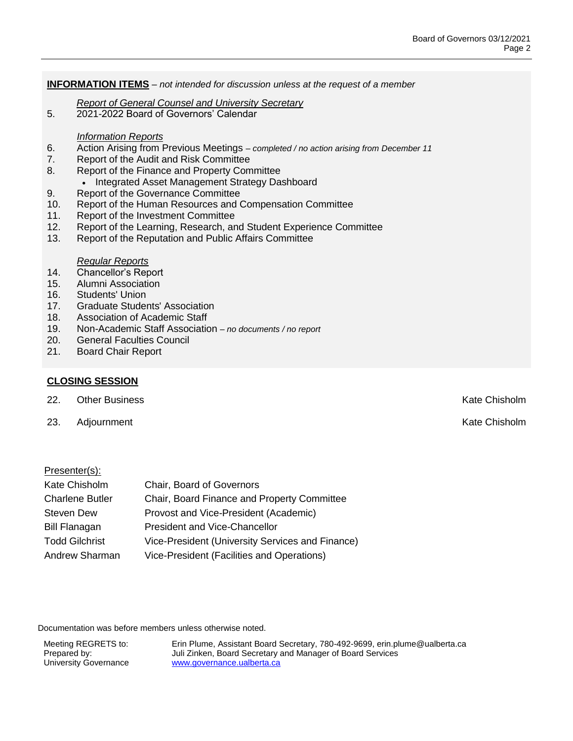**INFORMATION ITEMS** – *not intended for discussion unless at the request of a member*

*Report of General Counsel and University Secretary*

5. 2021-2022 Board of Governors' Calendar

*Information Reports*

6. Action Arising from Previous Meetings – *completed / no action arising from December 11*
7. Report of the Audit and Risk Committee
8. Report of the Finance and Property Committee
   - Integrated Asset Management Strategy Dashboard
9. Report of the Governance Committee
10. Report of the Human Resources and Compensation Committee
11. Report of the Investment Committee
12. Report of the Learning, Research, and Student Experience Committee
13. Report of the Reputation and Public Affairs Committee

*Regular Reports*

14. Chancellor's Report
15. Alumni Association
16. Students' Union
17. Graduate Students' Association
18. Association of Academic Staff
19. Non-Academic Staff Association – *no documents / no report*
20. General Faculties Council
21. Board Chair Report

**CLOSING SESSION**

22. Other Business — Kate Chisholm
23. Adjournment — Kate Chisholm

Presenter(s):

| | |
|---|---|
| Kate Chisholm | Chair, Board of Governors |
| Charlene Butler | Chair, Board Finance and Property Committee |
| Steven Dew | Provost and Vice-President (Academic) |
| Bill Flanagan | President and Vice-Chancellor |
| Todd Gilchrist | Vice-President (University Services and Finance) |
| Andrew Sharman | Vice-President (Facilities and Operations) |

Documentation was before members unless otherwise noted.

| | |
|---|---|
| Meeting REGRETS to: | Erin Plume, Assistant Board Secretary, 780-492-9699, erin.plume@ualberta.ca |
| Prepared by: | Juli Zinken, Board Secretary and Manager of Board Services |
| University Governance | www.governance.ualberta.ca |